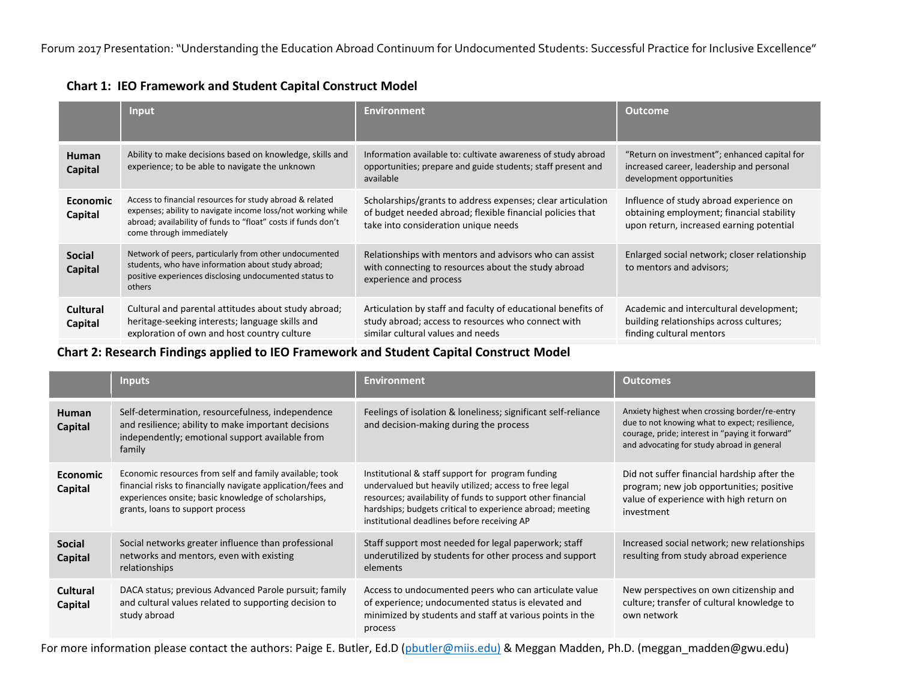Forum 2017 Presentation: "Understanding the Education Abroad Continuum for Undocumented Students: Successful Practice for Inclusive Excellence"

**Chart 1: IEO Framework and Student Capital Construct Model**

| | Input | Environment | Outcome |
|---|---|---|---|
| **Human Capital** | Ability to make decisions based on knowledge, skills and experience; to be able to navigate the unknown | Information available to: cultivate awareness of study abroad opportunities; prepare and guide students; staff present and available | "Return on investment"; enhanced capital for increased career, leadership and personal development opportunities |
| **Economic Capital** | Access to financial resources for study abroad & related expenses; ability to navigate income loss/not working while abroad; availability of funds to "float" costs if funds don't come through immediately | Scholarships/grants to address expenses; clear articulation of budget needed abroad; flexible financial policies that take into consideration unique needs | Influence of study abroad experience on obtaining employment; financial stability upon return, increased earning potential |
| **Social Capital** | Network of peers, particularly from other undocumented students, who have information about study abroad; positive experiences disclosing undocumented status to others | Relationships with mentors and advisors who can assist with connecting to resources about the study abroad experience and process | Enlarged social network; closer relationship to mentors and advisors; |
| **Cultural Capital** | Cultural and parental attitudes about study abroad; heritage-seeking interests; language skills and exploration of own and host country culture | Articulation by staff and faculty of educational benefits of study abroad; access to resources who connect with similar cultural values and needs | Academic and intercultural development; building relationships across cultures; finding cultural mentors |

**Chart 2: Research Findings applied to IEO Framework and Student Capital Construct Model**

| | Inputs | Environment | Outcomes |
|---|---|---|---|
| **Human Capital** | Self-determination, resourcefulness, independence and resilience; ability to make important decisions independently; emotional support available from family | Feelings of isolation & loneliness; significant self-reliance and decision-making during the process | Anxiety highest when crossing border/re-entry due to not knowing what to expect; resilience, courage, pride; interest in "paying it forward" and advocating for study abroad in general |
| **Economic Capital** | Economic resources from self and family available; took financial risks to financially navigate application/fees and experiences onsite; basic knowledge of scholarships, grants, loans to support process | Institutional & staff support for program funding undervalued but heavily utilized; access to free legal resources; availability of funds to support other financial hardships; budgets critical to experience abroad; meeting institutional deadlines before receiving AP | Did not suffer financial hardship after the program; new job opportunities; positive value of experience with high return on investment |
| **Social Capital** | Social networks greater influence than professional networks and mentors, even with existing relationships | Staff support most needed for legal paperwork; staff underutilized by students for other process and support elements | Increased social network; new relationships resulting from study abroad experience |
| **Cultural Capital** | DACA status; previous Advanced Parole pursuit; family and cultural values related to supporting decision to study abroad | Access to undocumented peers who can articulate value of experience; undocumented status is elevated and minimized by students and staff at various points in the process | New perspectives on own citizenship and culture; transfer of cultural knowledge to own network |

For more information please contact the authors: Paige E. Butler, Ed.D (pbutler@miis.edu) & Meggan Madden, Ph.D. (meggan_madden@gwu.edu)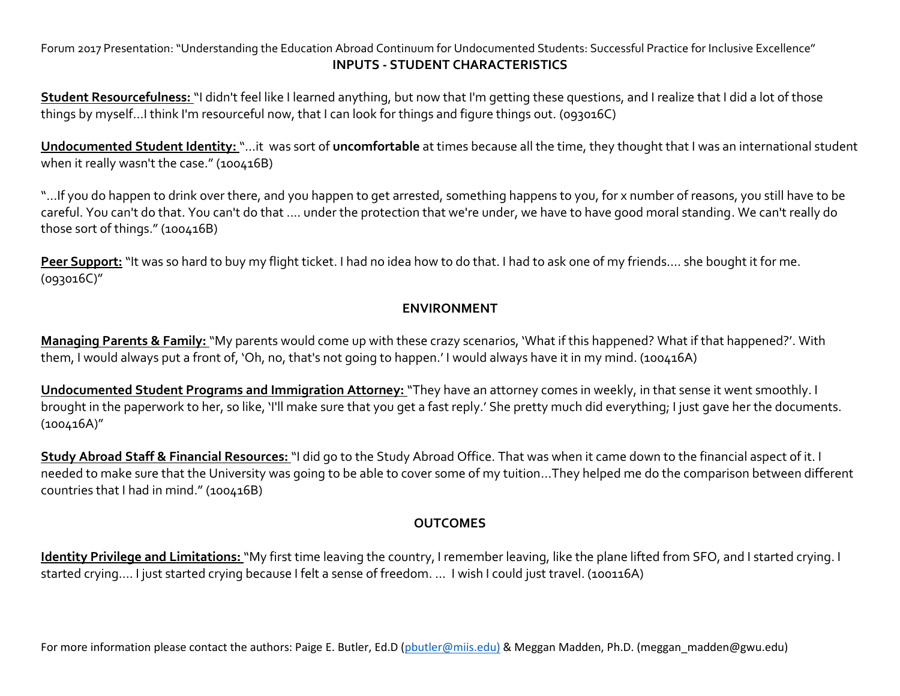Forum 2017 Presentation: "Understanding the Education Abroad Continuum for Undocumented Students: Successful Practice for Inclusive Excellence"

## INPUTS - STUDENT CHARACTERISTICS

**Student Resourcefulness:** "I didn't feel like I learned anything, but now that I'm getting these questions, and I realize that I did a lot of those things by myself…I think I'm resourceful now, that I can look for things and figure things out. (093016C)

**Undocumented Student Identity:** "…it was sort of **uncomfortable** at times because all the time, they thought that I was an international student when it really wasn't the case." (100416B)

"…If you do happen to drink over there, and you happen to get arrested, something happens to you, for x number of reasons, you still have to be careful. You can't do that. You can't do that …. under the protection that we're under, we have to have good moral standing. We can't really do those sort of things." (100416B)

**Peer Support:** "It was so hard to buy my flight ticket. I had no idea how to do that. I had to ask one of my friends…. she bought it for me. (093016C)"

## ENVIRONMENT

**Managing Parents & Family:** "My parents would come up with these crazy scenarios, 'What if this happened? What if that happened?'. With them, I would always put a front of, 'Oh, no, that's not going to happen.' I would always have it in my mind. (100416A)

**Undocumented Student Programs and Immigration Attorney:** "They have an attorney comes in weekly, in that sense it went smoothly. I brought in the paperwork to her, so like, 'I'll make sure that you get a fast reply.' She pretty much did everything; I just gave her the documents. (100416A)"

**Study Abroad Staff & Financial Resources:** "I did go to the Study Abroad Office. That was when it came down to the financial aspect of it. I needed to make sure that the University was going to be able to cover some of my tuition…They helped me do the comparison between different countries that I had in mind." (100416B)

## OUTCOMES

**Identity Privilege and Limitations:** "My first time leaving the country, I remember leaving, like the plane lifted from SFO, and I started crying. I started crying…. I just started crying because I felt a sense of freedom. … I wish I could just travel. (100116A)

For more information please contact the authors: Paige E. Butler, Ed.D (pbutler@miis.edu) & Meggan Madden, Ph.D. (meggan_madden@gwu.edu)